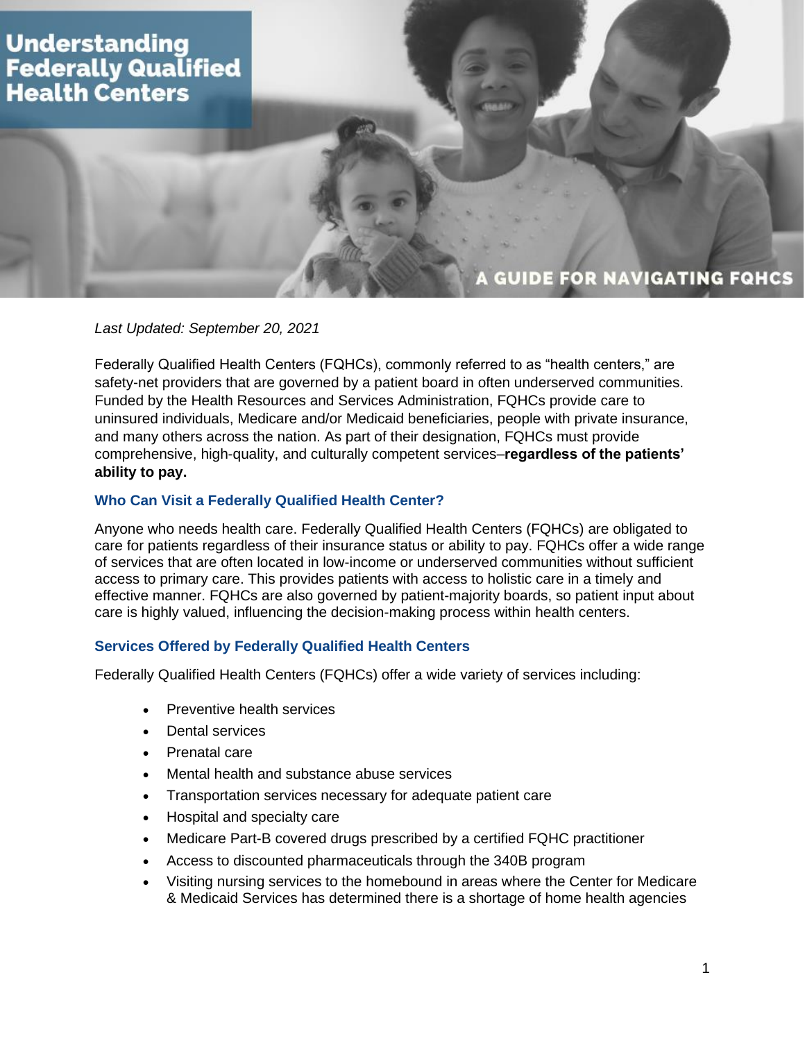# Understanding Federally Qualified Health Centers

A GUIDE FOR NAVIGATING FQHCS

*Last Updated: September 20, 2021*

Federally Qualified Health Centers (FQHCs), commonly referred to as "health centers," are safety-net providers that are governed by a patient board in often underserved communities. Funded by the Health Resources and Services Administration, FQHCs provide care to uninsured individuals, Medicare and/or Medicaid beneficiaries, people with private insurance, and many others across the nation. As part of their designation, FQHCs must provide comprehensive, high-quality, and culturally competent services–**regardless of the patients' ability to pay.**

## Who Can Visit a Federally Qualified Health Center?

Anyone who needs health care. Federally Qualified Health Centers (FQHCs) are obligated to care for patients regardless of their insurance status or ability to pay. FQHCs offer a wide range of services that are often located in low-income or underserved communities without sufficient access to primary care. This provides patients with access to holistic care in a timely and effective manner. FQHCs are also governed by patient-majority boards, so patient input about care is highly valued, influencing the decision-making process within health centers.

## Services Offered by Federally Qualified Health Centers

Federally Qualified Health Centers (FQHCs) offer a wide variety of services including:

- Preventive health services
- Dental services
- Prenatal care
- Mental health and substance abuse services
- Transportation services necessary for adequate patient care
- Hospital and specialty care
- Medicare Part-B covered drugs prescribed by a certified FQHC practitioner
- Access to discounted pharmaceuticals through the 340B program
- Visiting nursing services to the homebound in areas where the Center for Medicare & Medicaid Services has determined there is a shortage of home health agencies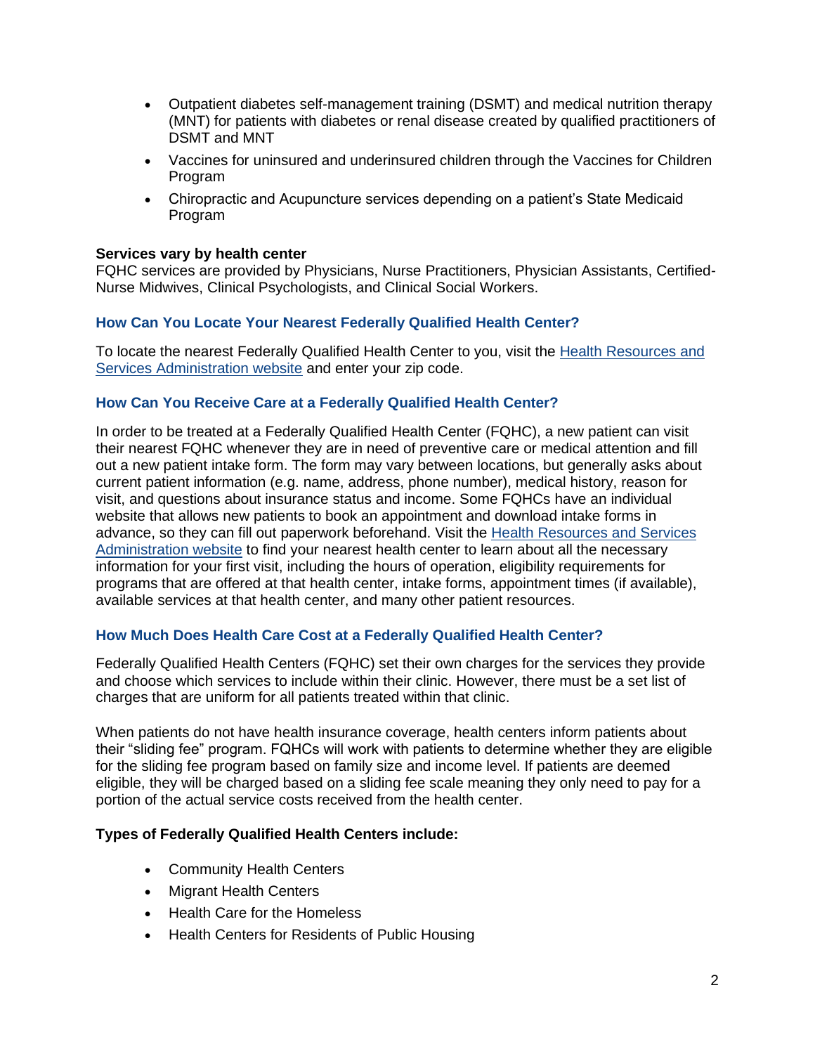- Outpatient diabetes self-management training (DSMT) and medical nutrition therapy (MNT) for patients with diabetes or renal disease created by qualified practitioners of DSMT and MNT
- Vaccines for uninsured and underinsured children through the Vaccines for Children Program
- Chiropractic and Acupuncture services depending on a patient's State Medicaid Program

**Services vary by health center**
FQHC services are provided by Physicians, Nurse Practitioners, Physician Assistants, Certified-Nurse Midwives, Clinical Psychologists, and Clinical Social Workers.

### How Can You Locate Your Nearest Federally Qualified Health Center?

To locate the nearest Federally Qualified Health Center to you, visit the Health Resources and Services Administration website and enter your zip code.

### How Can You Receive Care at a Federally Qualified Health Center?

In order to be treated at a Federally Qualified Health Center (FQHC), a new patient can visit their nearest FQHC whenever they are in need of preventive care or medical attention and fill out a new patient intake form. The form may vary between locations, but generally asks about current patient information (e.g. name, address, phone number), medical history, reason for visit, and questions about insurance status and income. Some FQHCs have an individual website that allows new patients to book an appointment and download intake forms in advance, so they can fill out paperwork beforehand. Visit the Health Resources and Services Administration website to find your nearest health center to learn about all the necessary information for your first visit, including the hours of operation, eligibility requirements for programs that are offered at that health center, intake forms, appointment times (if available), available services at that health center, and many other patient resources.

### How Much Does Health Care Cost at a Federally Qualified Health Center?

Federally Qualified Health Centers (FQHC) set their own charges for the services they provide and choose which services to include within their clinic. However, there must be a set list of charges that are uniform for all patients treated within that clinic.

When patients do not have health insurance coverage, health centers inform patients about their "sliding fee" program. FQHCs will work with patients to determine whether they are eligible for the sliding fee program based on family size and income level. If patients are deemed eligible, they will be charged based on a sliding fee scale meaning they only need to pay for a portion of the actual service costs received from the health center.

**Types of Federally Qualified Health Centers include:**

- Community Health Centers
- Migrant Health Centers
- Health Care for the Homeless
- Health Centers for Residents of Public Housing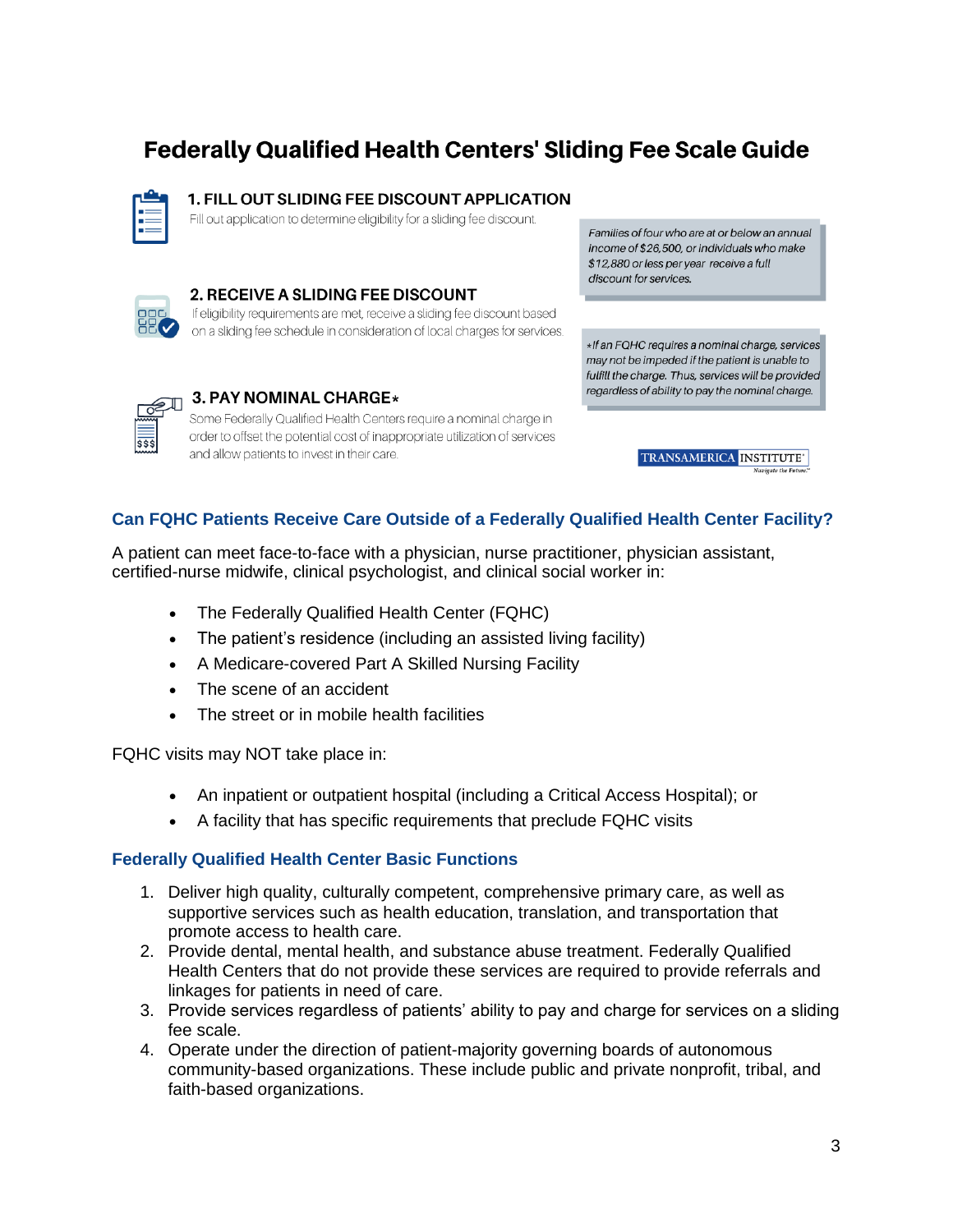# Federally Qualified Health Centers' Sliding Fee Scale Guide

### 1. FILL OUT SLIDING FEE DISCOUNT APPLICATION

Fill out application to determine eligibility for a sliding fee discount.

### 2. RECEIVE A SLIDING FEE DISCOUNT

If eligibility requirements are met, receive a sliding fee discount based on a sliding fee schedule in consideration of local charges for services.

### 3. PAY NOMINAL CHARGE*

Some Federally Qualified Health Centers require a nominal charge in order to offset the potential cost of inappropriate utilization of services and allow patients to invest in their care.

*Families of four who are at or below an annual income of $26,500, or individuals who make $12,880 or less per year receive a full discount for services.*

**If an FQHC requires a nominal charge, services may not be impeded if the patient is unable to fulfill the charge. Thus, services will be provided regardless of ability to pay the nominal charge.*

TRANSAMERICA INSTITUTE

## Can FQHC Patients Receive Care Outside of a Federally Qualified Health Center Facility?

A patient can meet face-to-face with a physician, nurse practitioner, physician assistant, certified-nurse midwife, clinical psychologist, and clinical social worker in:

- The Federally Qualified Health Center (FQHC)
- The patient's residence (including an assisted living facility)
- A Medicare-covered Part A Skilled Nursing Facility
- The scene of an accident
- The street or in mobile health facilities

FQHC visits may NOT take place in:

- An inpatient or outpatient hospital (including a Critical Access Hospital); or
- A facility that has specific requirements that preclude FQHC visits

## Federally Qualified Health Center Basic Functions

1. Deliver high quality, culturally competent, comprehensive primary care, as well as supportive services such as health education, translation, and transportation that promote access to health care.
2. Provide dental, mental health, and substance abuse treatment. Federally Qualified Health Centers that do not provide these services are required to provide referrals and linkages for patients in need of care.
3. Provide services regardless of patients' ability to pay and charge for services on a sliding fee scale.
4. Operate under the direction of patient-majority governing boards of autonomous community-based organizations. These include public and private nonprofit, tribal, and faith-based organizations.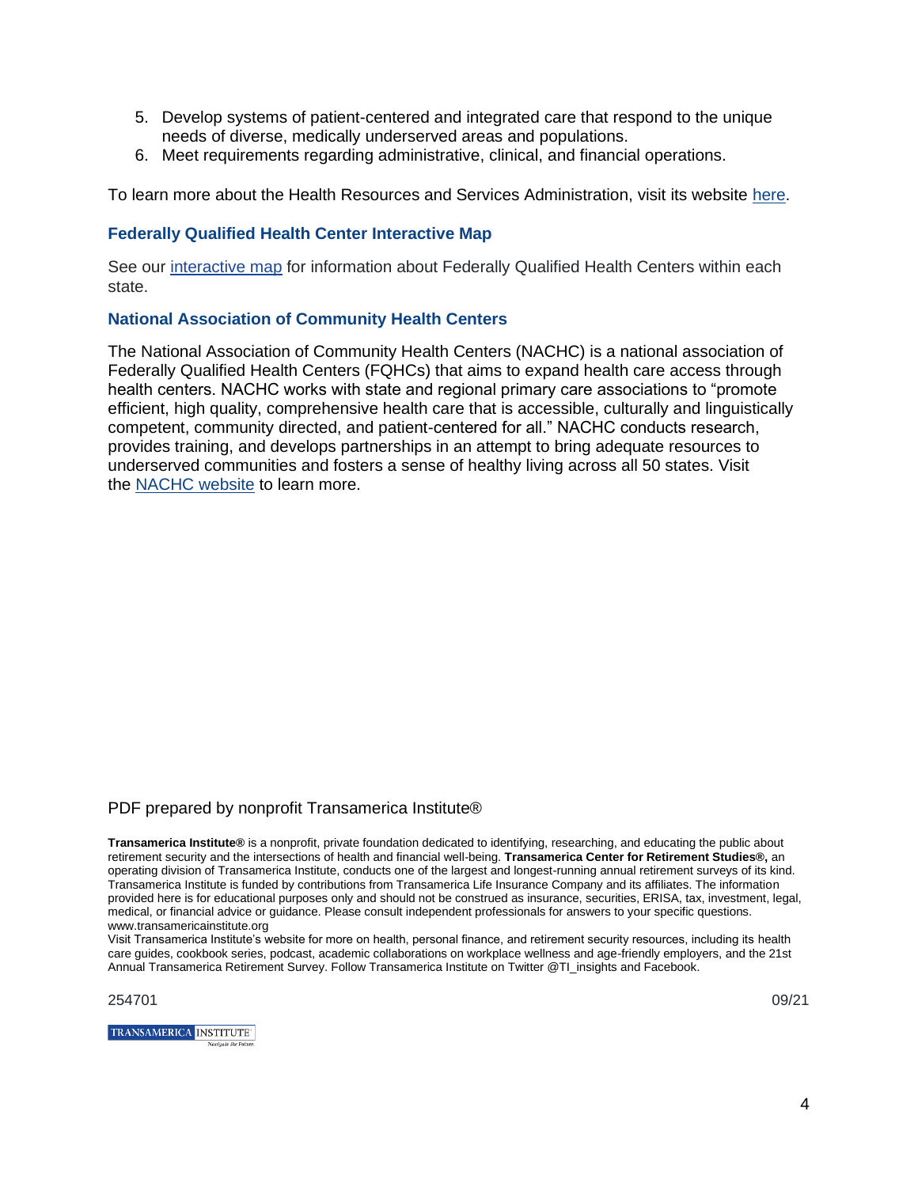5. Develop systems of patient-centered and integrated care that respond to the unique needs of diverse, medically underserved areas and populations.
6. Meet requirements regarding administrative, clinical, and financial operations.

To learn more about the Health Resources and Services Administration, visit its website here.

### Federally Qualified Health Center Interactive Map

See our interactive map for information about Federally Qualified Health Centers within each state.

### National Association of Community Health Centers

The National Association of Community Health Centers (NACHC) is a national association of Federally Qualified Health Centers (FQHCs) that aims to expand health care access through health centers. NACHC works with state and regional primary care associations to "promote efficient, high quality, comprehensive health care that is accessible, culturally and linguistically competent, community directed, and patient-centered for all." NACHC conducts research, provides training, and develops partnerships in an attempt to bring adequate resources to underserved communities and fosters a sense of healthy living across all 50 states. Visit the NACHC website to learn more.

PDF prepared by nonprofit Transamerica Institute®

**Transamerica Institute®** is a nonprofit, private foundation dedicated to identifying, researching, and educating the public about retirement security and the intersections of health and financial well-being. **Transamerica Center for Retirement Studies®,** an operating division of Transamerica Institute, conducts one of the largest and longest-running annual retirement surveys of its kind. Transamerica Institute is funded by contributions from Transamerica Life Insurance Company and its affiliates. The information provided here is for educational purposes only and should not be construed as insurance, securities, ERISA, tax, investment, legal, medical, or financial advice or guidance. Please consult independent professionals for answers to your specific questions. www.transamericainstitute.org
Visit Transamerica Institute's website for more on health, personal finance, and retirement security resources, including its health care guides, cookbook series, podcast, academic collaborations on workplace wellness and age-friendly employers, and the 21st Annual Transamerica Retirement Survey. Follow Transamerica Institute on Twitter @TI_insights and Facebook.

254701 09/21

TRANSAMERICA INSTITUTE